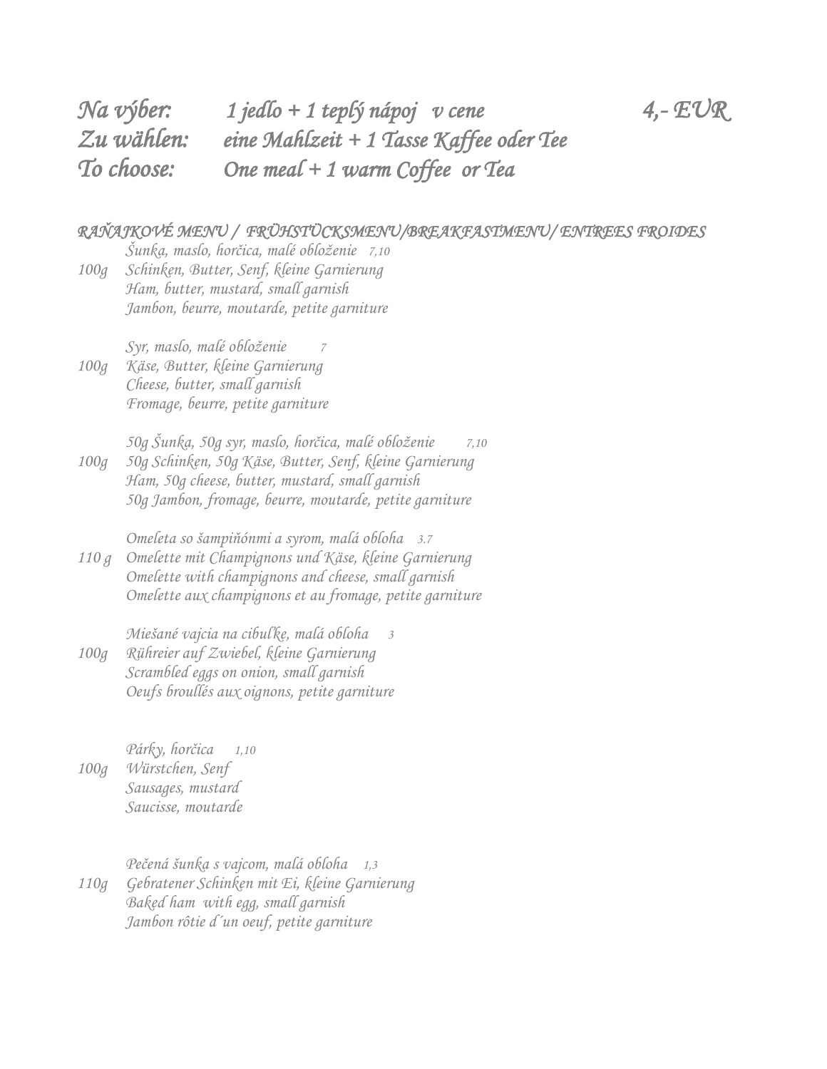*Na výber: 1 jedlo + 1 teplý nápoj v cene 4,- EUR*
*Zu wählen: eine Mahlzeit + 1 Tasse Kaffee oder Tee*
*To choose: One meal + 1 warm Coffee or Tea*

## *RAŇAJKOVÉ MENU / FRÜHSTÜCKSMENU/BREAKFASTMENU/ ENTREES FROIDES*

**100g**
*Šunka, maslo, horčica, malé obloženie 7,10*
*Schinken, Butter, Senf, kleine Garnierung*
*Ham, butter, mustard, small garnish*
*Jambon, beurre, moutarde, petite garniture*

**100g**
*Syr, maslo, malé obloženie 7*
*Käse, Butter, kleine Garnierung*
*Cheese, butter, small garnish*
*Fromage, beurre, petite garniture*

**100g**
*50g Šunka, 50g syr, maslo, horčica, malé obloženie 7,10*
*50g Schinken, 50g Käse, Butter, Senf, kleine Garnierung*
*Ham, 50g cheese, butter, mustard, small garnish*
*50g Jambon, fromage, beurre, moutarde, petite garniture*

**110 g**
*Omeleta so šampiňónmi a syrom, malá obloha 3.7*
*Omelette mit Champignons und Käse, kleine Garnierung*
*Omelette with champignons and cheese, small garnish*
*Omelette aux champignons et au fromage, petite garniture*

**100g**
*Miešané vajcia na cibuľke, malá obloha 3*
*Rühreier auf Zwiebel, kleine Garnierung*
*Scrambled eggs on onion, small garnish*
*Oeufs broullés aux oignons, petite garniture*

**100g**
*Párky, horčica 1,10*
*Würstchen, Senf*
*Sausages, mustard*
*Saucisse, moutarde*

**110g**
*Pečená šunka s vajcom, malá obloha 1,3*
*Gebratener Schinken mit Ei, kleine Garnierung*
*Baked ham with egg, small garnish*
*Jambon rôtie d´un oeuf, petite garniture*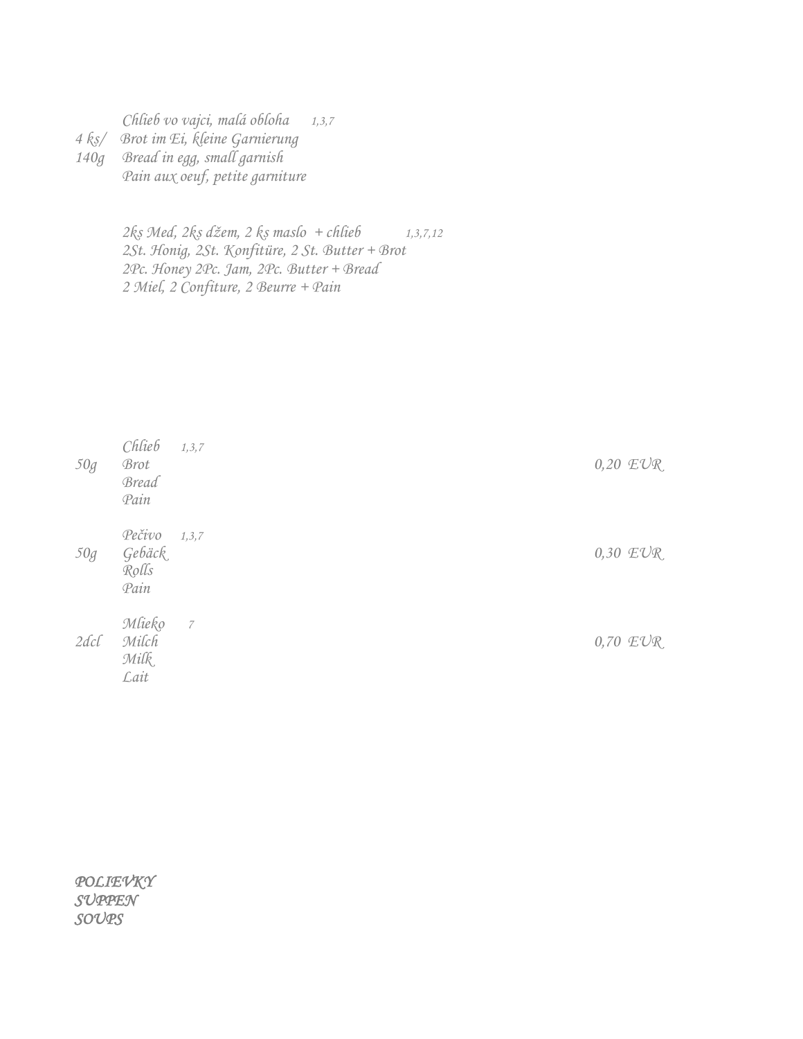| | | |
|---|---|---|
| 4 ks/ 140g | *Chlieb vo vajci, malá obloha* 1,3,7<br>*Brot im Ei, kleine Garnierung*<br>*Bread in egg, small garnish*<br>*Pain aux oeuf, petite garniture* | |
| | *2ks Med, 2ks džem, 2 ks maslo + chlieb* 1,3,7,12<br>*2St. Honig, 2St. Konfitüre, 2 St. Butter + Brot*<br>*2Pc. Honey 2Pc. Jam, 2Pc. Butter + Bread*<br>*2 Miel, 2 Confiture, 2 Beurre + Pain* | |
| 50g | *Chlieb* 1,3,7<br>*Brot*<br>*Bread*<br>*Pain* | 0,20 EUR |
| 50g | *Pečivo* 1,3,7<br>*Gebäck*<br>*Rolls*<br>*Pain* | 0,30 EUR |
| 2dcl | *Mlieko* 7<br>*Milch*<br>*Milk*<br>*Lait* | 0,70 EUR |

## *POLIEVKY*
## *SUPPEN*
## *SOUPS*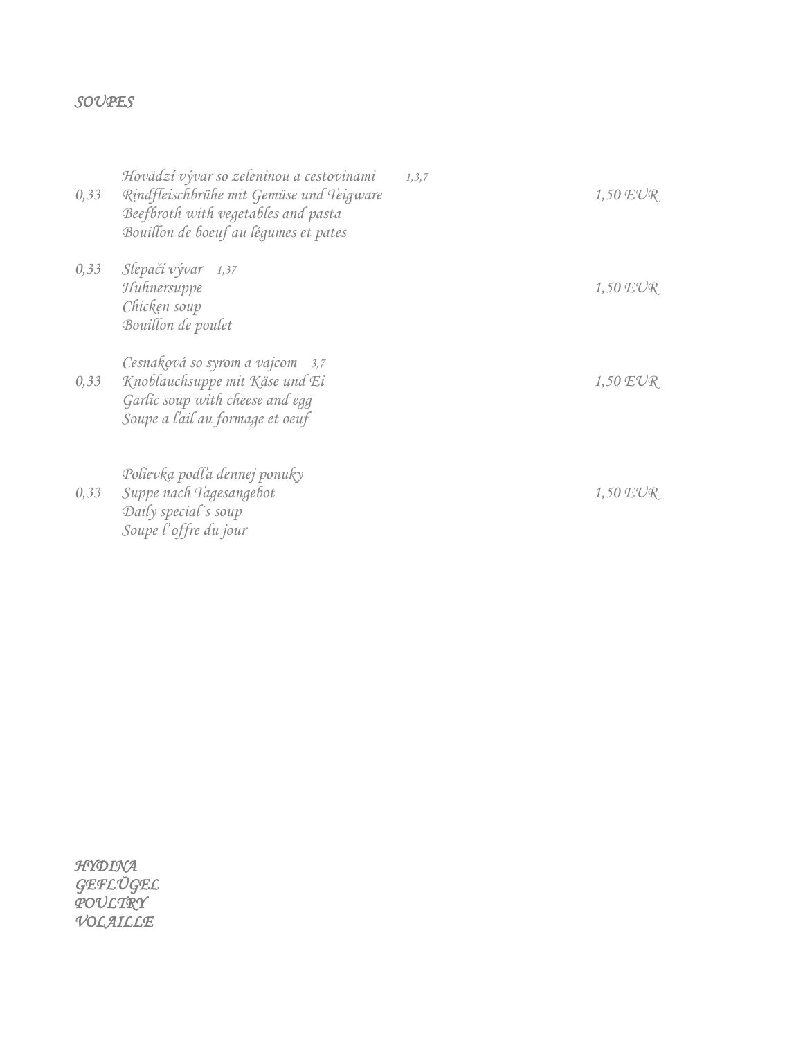## SOUPES

| | | |
|---|---|---|
| 0,33 | Hovädzí vývar so zeleninou a cestovinami 1,3,7<br>Rindfleischbrühe mit Gemüse und Teigware<br>Beefbroth with vegetables and pasta<br>Bouillon de boeuf au légumes et pates | 1,50 EUR |
| 0,33 | Slepačí vývar 1,37<br>Huhnersuppe<br>Chicken soup<br>Bouillon de poulet | 1,50 EUR |
| 0,33 | Cesnaková so syrom a vajcom 3,7<br>Knoblauchsuppe mit Käse und Ei<br>Garlic soup with cheese and egg<br>Soupe a l'ail au formage et oeuf | 1,50 EUR |
| 0,33 | Polievka podľa dennej ponuky<br>Suppe nach Tagesangebot<br>Daily special´s soup<br>Soupe l' offre du jour | 1,50 EUR |

## HYDINA
## GEFLÜGEL
## POULTRY
## VOLAILLE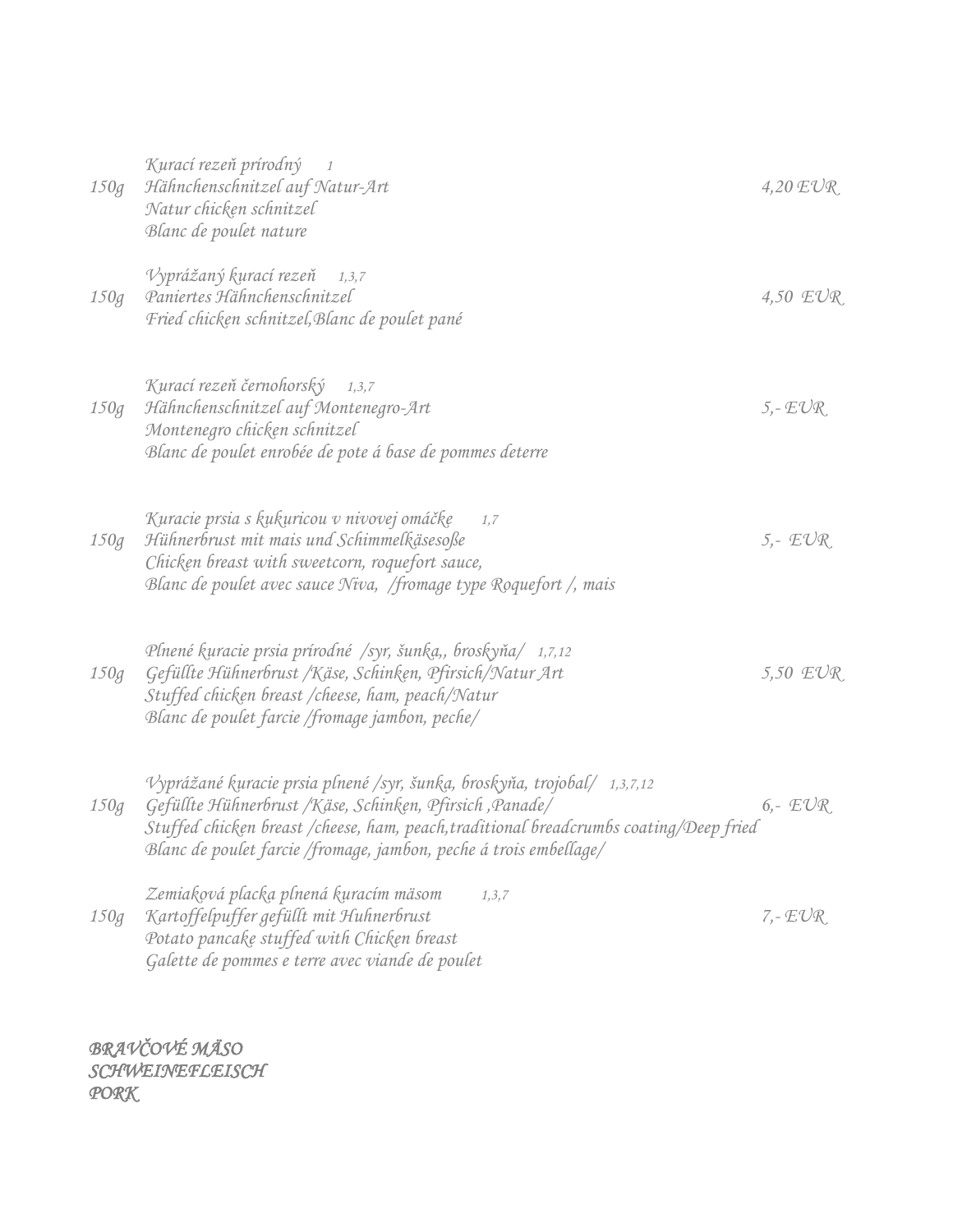| | | |
|---|---|---|
| 150g | *Kurací rezeň prírodný 1*<br>*Hähnchenschnitzel auf Natur-Art*<br>*Natur chicken schnitzel*<br>*Blanc de poulet nature* | *4,20 EUR* |
| 150g | *Vyprážaný kurací rezeň 1,3,7*<br>*Paniertes Hähnchenschnitzel*<br>*Fried chicken schnitzel,Blanc de poulet pané* | *4,50 EUR* |
| 150g | *Kurací rezeň černohorský 1,3,7*<br>*Hähnchenschnitzel auf Montenegro-Art*<br>*Montenegro chicken schnitzel*<br>*Blanc de poulet enrobée de pote á base de pommes deterre* | *5,- EUR* |
| 150g | *Kuracie prsia s kukuricou v nivovej omáčke 1,7*<br>*Hühnerbrust mit mais und Schimmelkäsesoße*<br>*Chicken breast with sweetcorn, roquefort sauce,*<br>*Blanc de poulet avec sauce Niva, /fromage type Roquefort /, mais* | *5,- EUR* |
| 150g | *Plnené kuracie prsia prírodné /syr, šunka,, broskyňa/ 1,7,12*<br>*Gefüllte Hühnerbrust /Käse, Schinken, Pfirsich/Natur Art*<br>*Stuffed chicken breast /cheese, ham, peach/Natur*<br>*Blanc de poulet farcie /fromage jambon, peche/* | *5,50 EUR* |
| 150g | *Vyprážané kuracie prsia plnené /syr, šunka, broskyňa, trojobal/ 1,3,7,12*<br>*Gefüllte Hühnerbrust /Käse, Schinken, Pfirsich ,Panade/*<br>*Stuffed chicken breast /cheese, ham, peach,traditional breadcrumbs coating/Deep fried*<br>*Blanc de poulet farcie /fromage, jambon, peche á trois embellage/* | *6,- EUR* |
| 150g | *Zemiaková placka plnená kuracím mäsom 1,3,7*<br>*Kartoffelpuffer gefüllt mit Huhnerbrust*<br>*Potato pancake stuffed with Chicken breast*<br>*Galette de pommes e terre avec viande de poulet* | *7,- EUR* |

***BRAVČOVÉ MÄSO***
***SCHWEINEFLEISCH***
***PORK***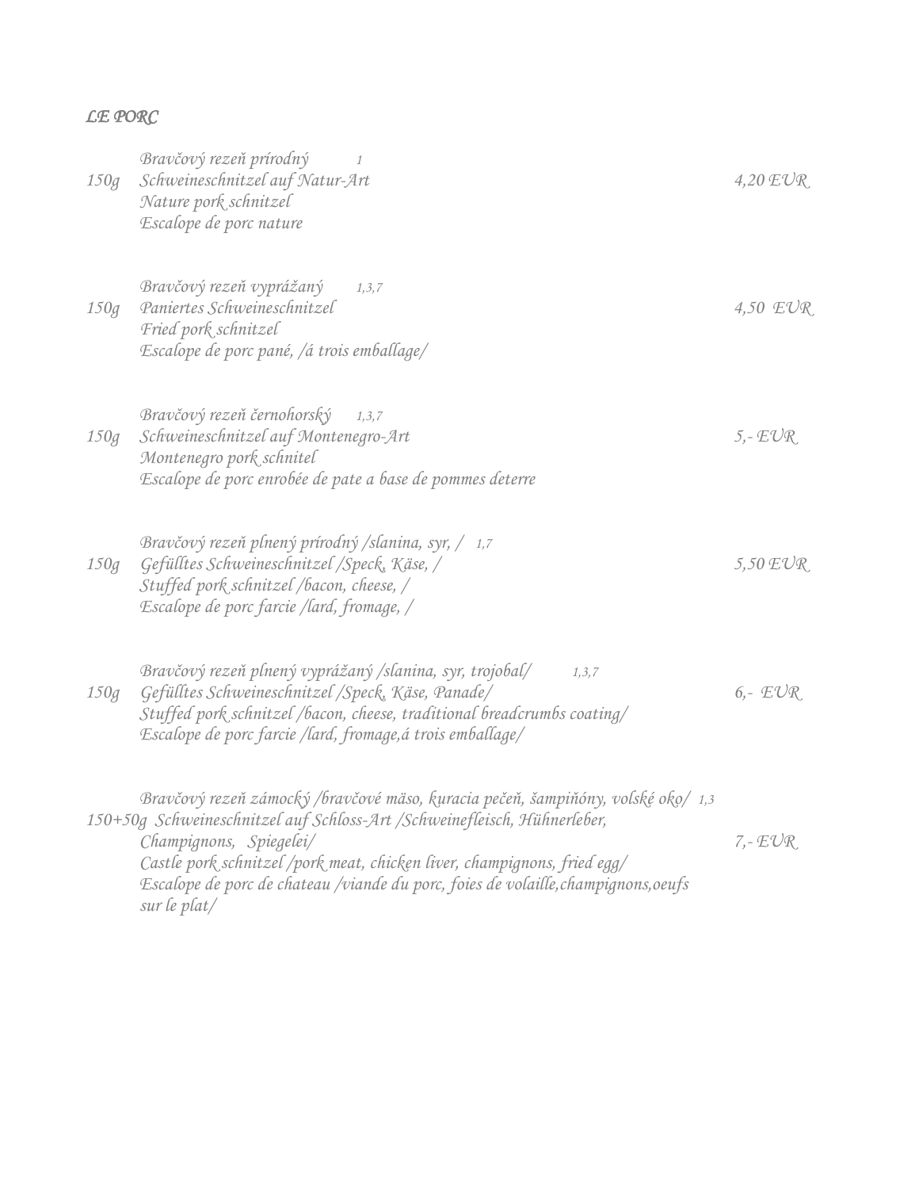*LE PORC*

| | | |
|---|---|---|
| 150g | *Bravčový rezeň prírodný* 1<br>*Schweineschnitzel auf Natur-Art*<br>*Nature pork schnitzel*<br>*Escalope de porc nature* | 4,20 EUR |
| 150g | *Bravčový rezeň vyprážaný* 1,3,7<br>*Paniertes Schweineschnitzel*<br>*Fried pork schnitzel*<br>*Escalope de porc pané, /á trois emballage/* | 4,50 EUR |
| 150g | *Bravčový rezeň černohorský* 1,3,7<br>*Schweineschnitzel auf Montenegro-Art*<br>*Montenegro pork schnitel*<br>*Escalope de porc enrobée de pate a base de pommes deterre* | 5,- EUR |
| 150g | *Bravčový rezeň plnený prírodný /slanina, syr, /* 1,7<br>*Gefülltes Schweineschnitzel /Speck, Käse, /*<br>*Stuffed pork schnitzel /bacon, cheese, /*<br>*Escalope de porc farcie /lard, fromage, /* | 5,50 EUR |
| 150g | *Bravčový rezeň plnený vyprážaný /slanina, syr, trojobal/* 1,3,7<br>*Gefülltes Schweineschnitzel /Speck, Käse, Panade/*<br>*Stuffed pork schnitzel /bacon, cheese, traditional breadcrumbs coating/*<br>*Escalope de porc farcie /lard, fromage,á trois emballage/* | 6,- EUR |
| 150+50g | *Bravčový rezeň zámocký /bravčové mäso, kuracia pečeň, šampiňóny, volské oko/* 1,3<br>*Schweineschnitzel auf Schloss-Art /Schweinefleisch, Hühnerleber, Champignons, Spiegelei/*<br>*Castle pork schnitzel /pork meat, chicken liver, champignons, fried egg/*<br>*Escalope de porc de chateau /viande du porc, foies de volaille,champignons,oeufs sur le plat/* | 7,- EUR |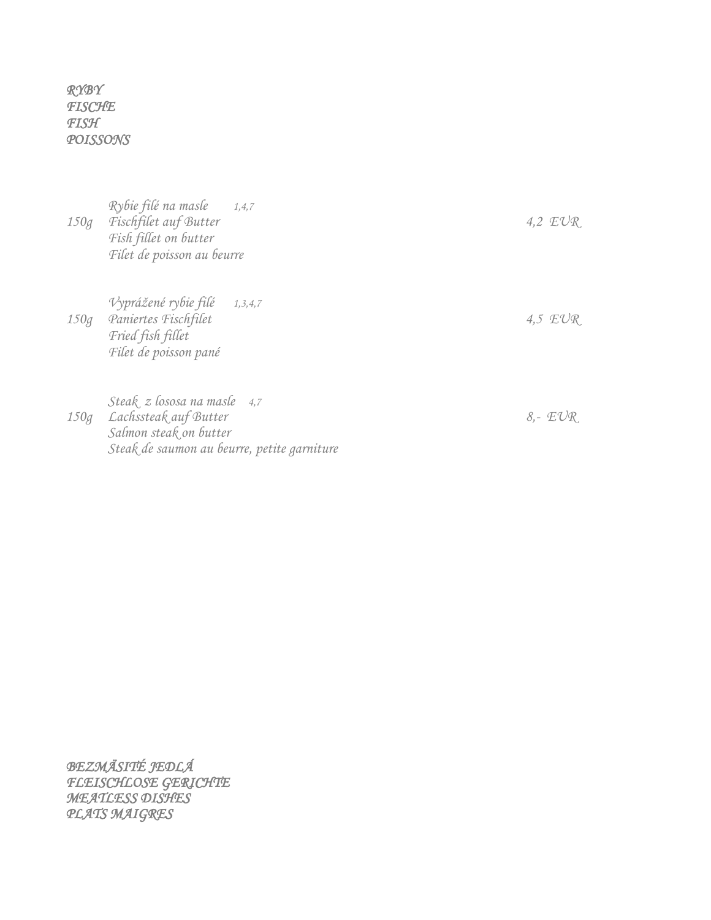## RYBY
## FISCHE
## FISH
## POISSONS

| | | |
|---|---|---|
| 150g | *Rybie filé na masle* 1,4,7<br>*Fischfilet auf Butter*<br>*Fish fillet on butter*<br>*Filet de poisson au beurre* | 4,2 EUR |
| 150g | *Vyprážené rybie filé* 1,3,4,7<br>*Paniertes Fischfilet*<br>*Fried fish fillet*<br>*Filet de poisson pané* | 4,5 EUR |
| 150g | *Steak z lososa na masle* 4,7<br>*Lachssteak auf Butter*<br>*Salmon steak on butter*<br>*Steak de saumon au beurre, petite garniture* | 8,- EUR |

## BEZMÄSITÉ JEDLÁ
## FLEISCHLOSE GERICHTE
## MEATLESS DISHES
## PLATS MAIGRES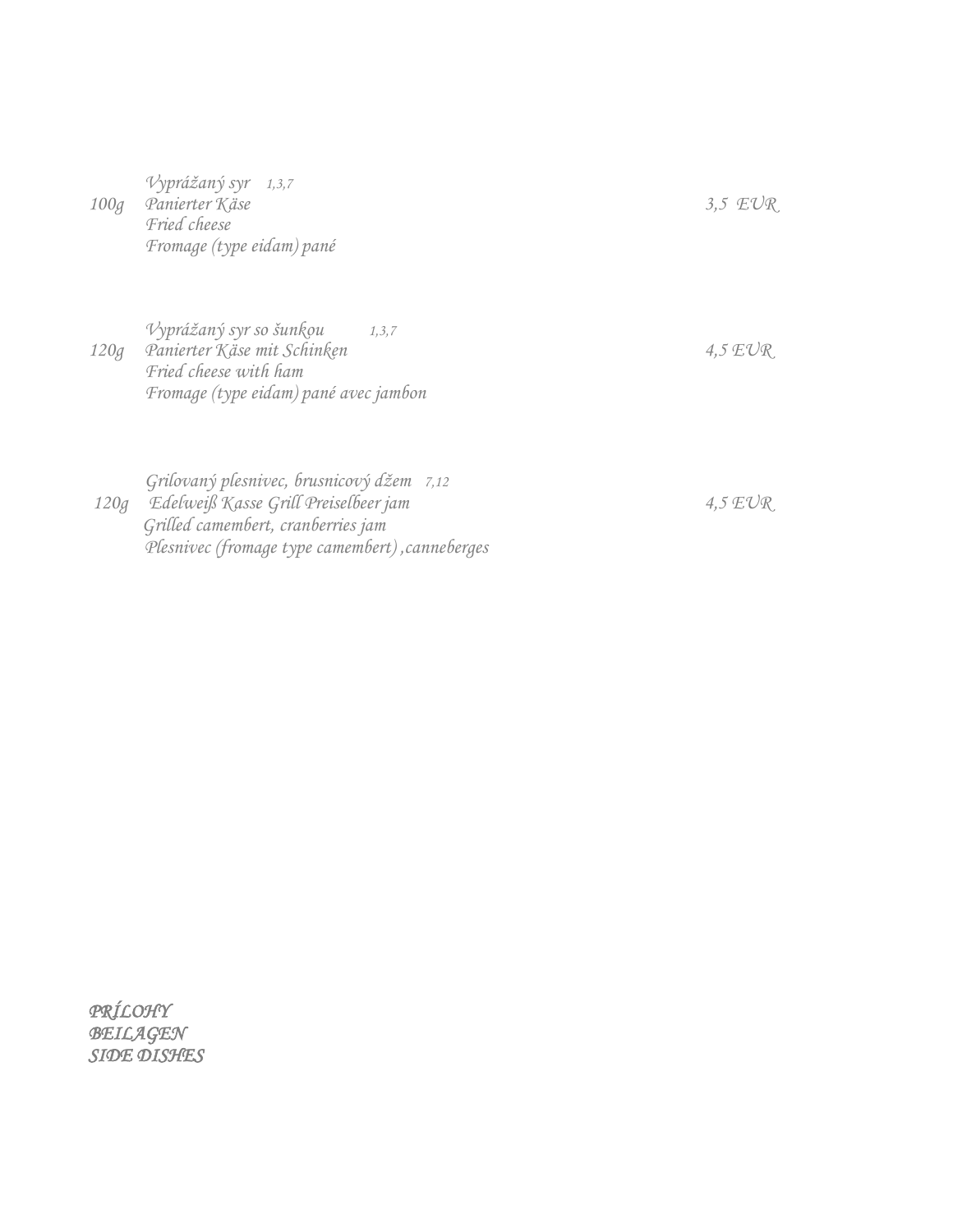| | | |
|---|---|---|
| 100g | *Vyprážaný syr* 1,3,7<br>*Panierter Käse*<br>*Fried cheese*<br>*Fromage (type eidam) pané* | 3,5 EUR |
| 120g | *Vyprážaný syr so šunkou* 1,3,7<br>*Panierter Käse mit Schinken*<br>*Fried cheese with ham*<br>*Fromage (type eidam) pané avec jambon* | 4,5 EUR |
| 120g | *Grilovaný plesnivec, brusnicový džem* 7,12<br>*Edelweiß Kasse Grill Preiselbeer jam*<br>*Grilled camembert, cranberries jam*<br>*Plesnivec (fromage type camembert) ,canneberges* | 4,5 EUR |

***PRÍLOHY***
***BEILAGEN***
***SIDE DISHES***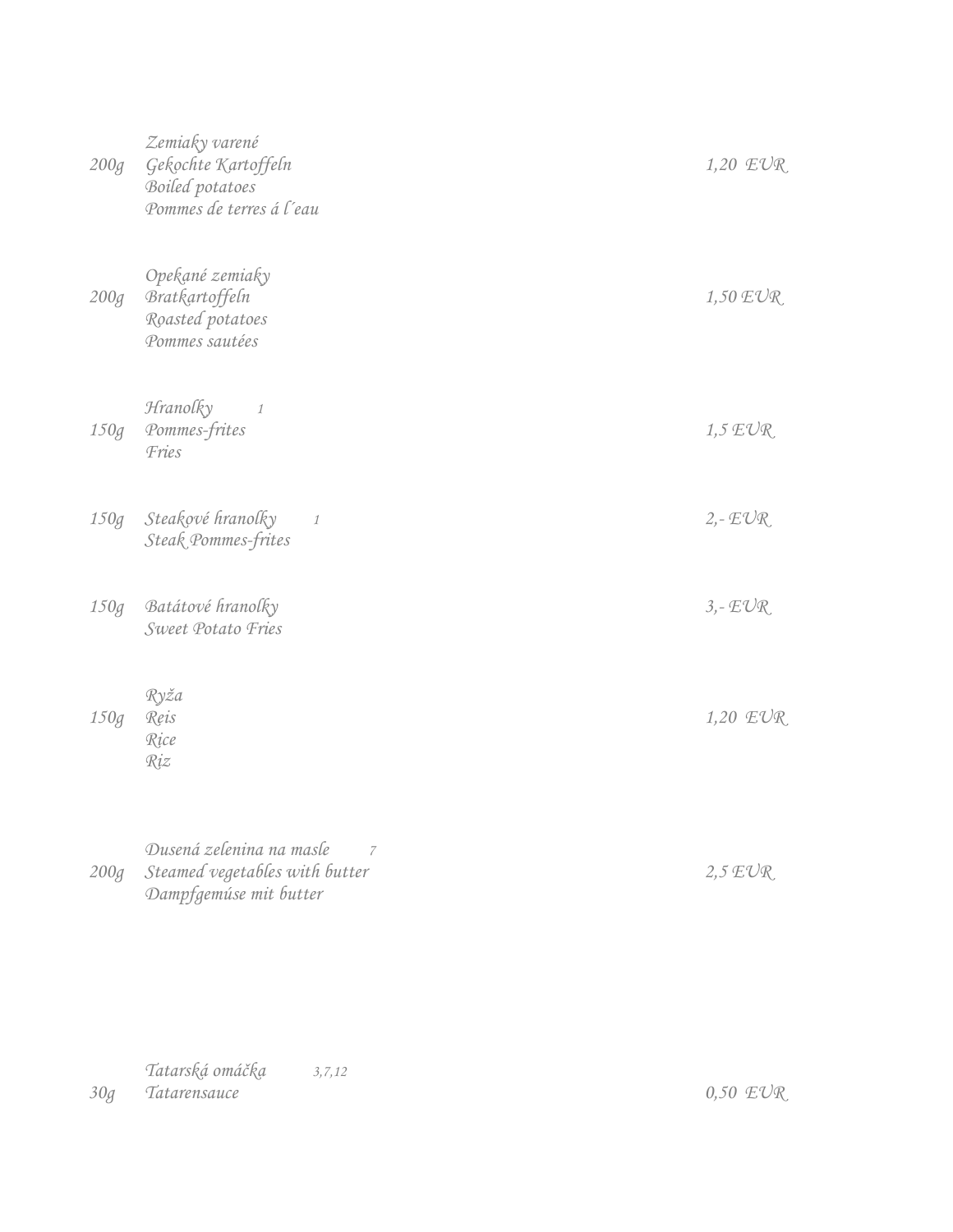| | | |
|---|---|---|
| 200g | Zemiaky varené<br>Gekochte Kartoffeln<br>Boiled potatoes<br>Pommes de terres á l´eau | 1,20 EUR |
| 200g | Opekané zemiaky<br>Bratkartoffeln<br>Roasted potatoes<br>Pommes sautées | 1,50 EUR |
| 150g | Hranolky 1<br>Pommes-frites<br>Fries | 1,5 EUR |
| 150g | Steakové hranolky 1<br>Steak Pommes-frites | 2,- EUR |
| 150g | Batátové hranolky<br>Sweet Potato Fries | 3,- EUR |
| 150g | Ryža<br>Reis<br>Rice<br>Riz | 1,20 EUR |
| 200g | Dusená zelenina na masle 7<br>Steamed vegetables with butter<br>Dampfgemúse mit butter | 2,5 EUR |
| 30g | Tatarská omáčka 3,7,12<br>Tatarensauce | 0,50 EUR |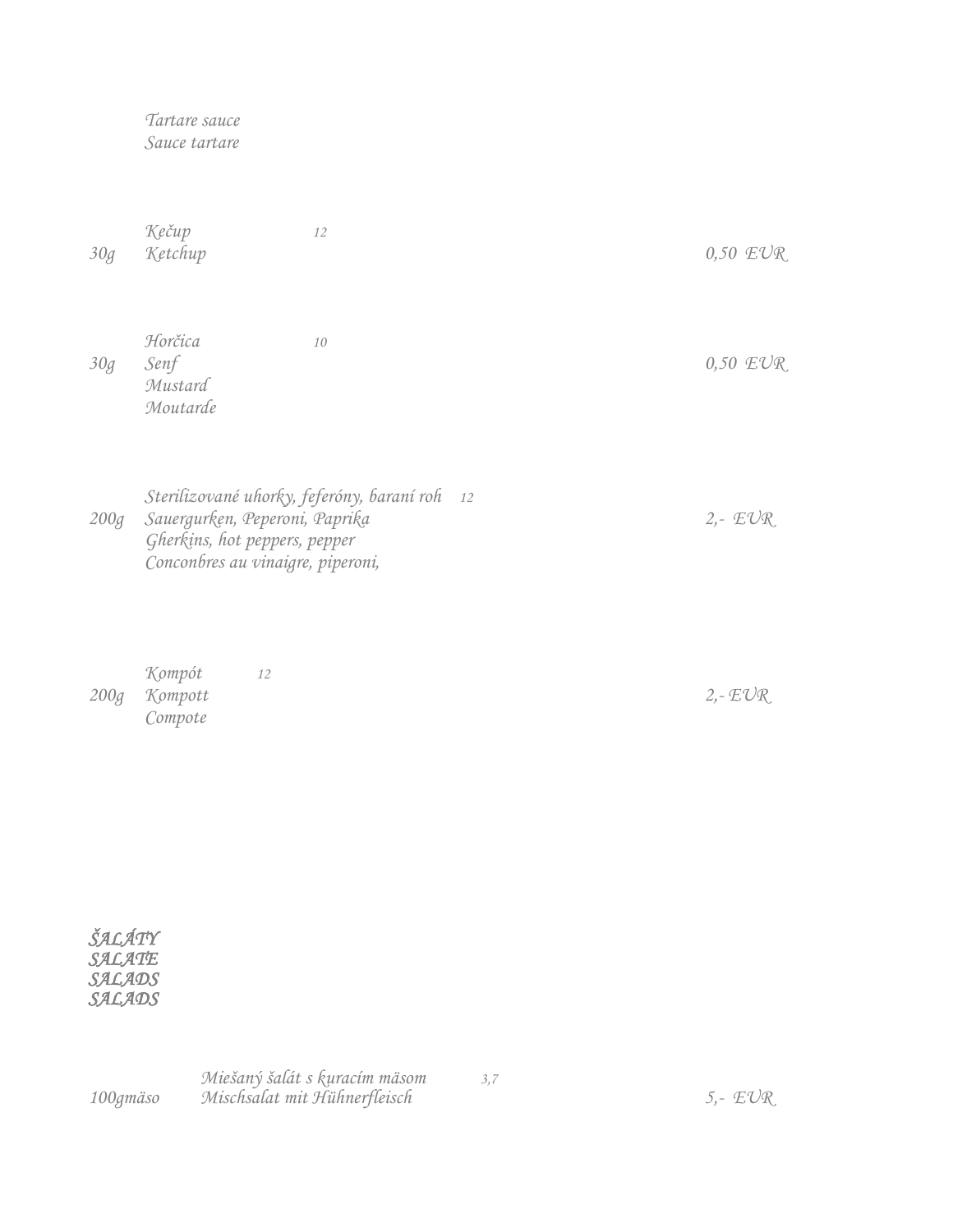*Tartare sauce*
*Sauce tartare*

| | | | |
|---|---|---|---|
| | *Kečup* | *12* | |
| *30g* | *Ketchup* | | *0,50 EUR* |
| | *Horčica* | *10* | |
| *30g* | *Senf* | | *0,50 EUR* |
| | *Mustard* | | |
| | *Moutarde* | | |
| | *Sterilizované uhorky, feferóny, baraní roh* | *12* | |
| *200g* | *Sauergurken, Peperoni, Paprika* | | *2,- EUR* |
| | *Gherkins, hot peppers, pepper* | | |
| | *Conconbres au vinaigre, piperoni,* | | |
| | *Kompót* | *12* | |
| *200g* | *Kompott* | | *2,- EUR* |
| | *Compote* | | |

## *ŠALÁTY*
## *SALATE*
## *SALADS*
## *SALADS*

| | | | |
|---|---|---|---|
| | *Miešaný šalát s kuracím mäsom* | *3,7* | |
| *100gmäso* | *Mischsalat mit Hühnerfleisch* | | *5,- EUR* |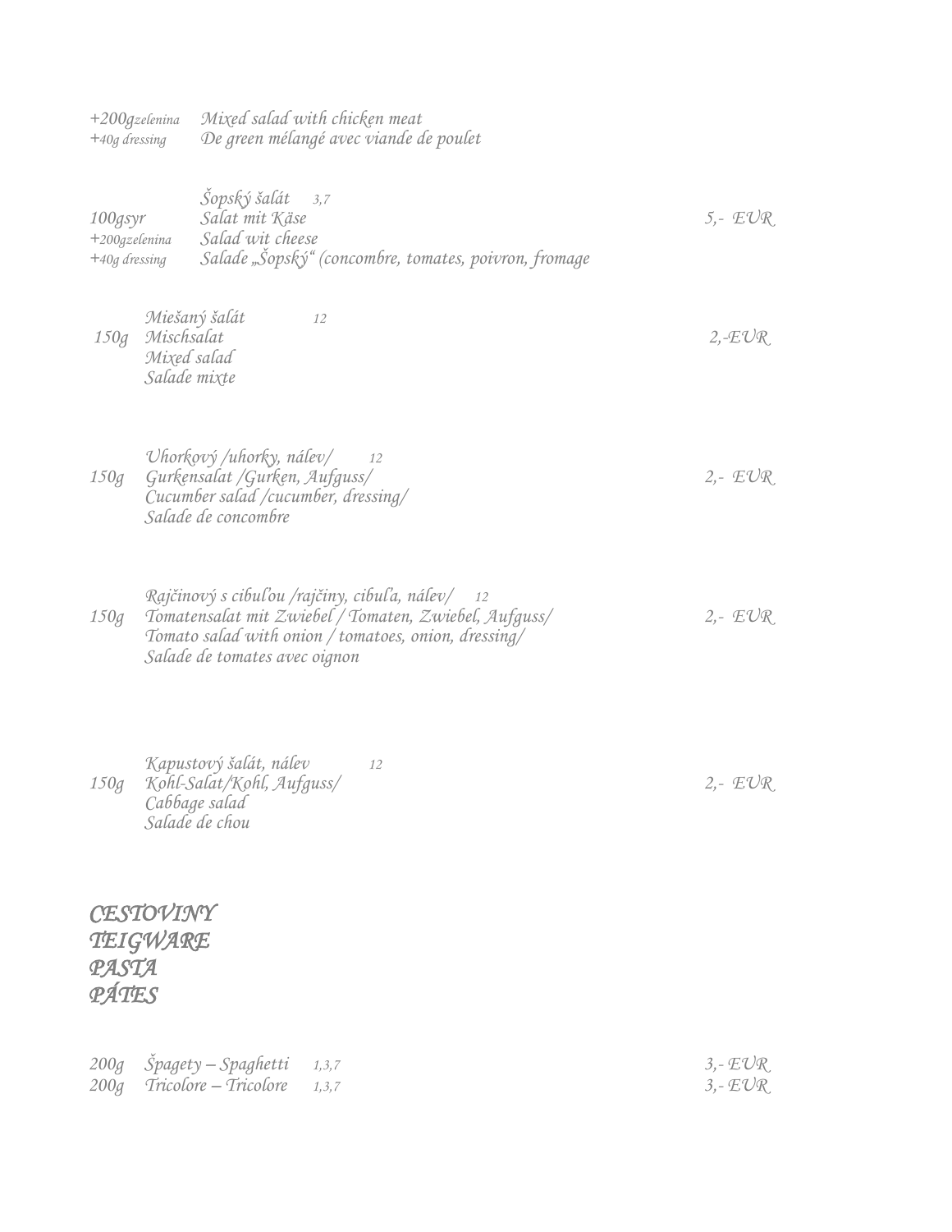+200g zelenina  Mixed salad with chicken meat
+40g dressing  De green mélangé avec viande de poulet

| | | |
|---|---|---|
| 100g syr<br>+200g zelenina<br>+40g dressing | Šopský šalát 3,7<br>Salat mit Käse<br>Salad wit cheese<br>Salade „Šopský" (concombre, tomates, poivron, fromage | 5,- EUR |
| 150g | Miešaný šalát 12<br>Mischsalat<br>Mixed salad<br>Salade mixte | 2,-EUR |
| 150g | Uhorkový /uhorky, nálev/ 12<br>Gurkensalat /Gurken, Aufguss/<br>Cucumber salad /cucumber, dressing/<br>Salade de concombre | 2,- EUR |
| 150g | Rajčinový s cibuľou /rajčiny, cibuľa, nálev/ 12<br>Tomatensalat mit Zwiebel / Tomaten, Zwiebel, Aufguss/<br>Tomato salad with onion / tomatoes, onion, dressing/<br>Salade de tomates avec oignon | 2,- EUR |
| 150g | Kapustový šalát, nálev 12<br>Kohl-Salat/Kohl, Aufguss/<br>Cabbage salad<br>Salade de chou | 2,- EUR |

## CESTOVINY
## TEIGWARE
## PASTA
## PÁTES

| | | |
|---|---|---|
| 200g | Špagety – Spaghetti 1,3,7 | 3,- EUR |
| 200g | Tricolore – Tricolore 1,3,7 | 3,- EUR |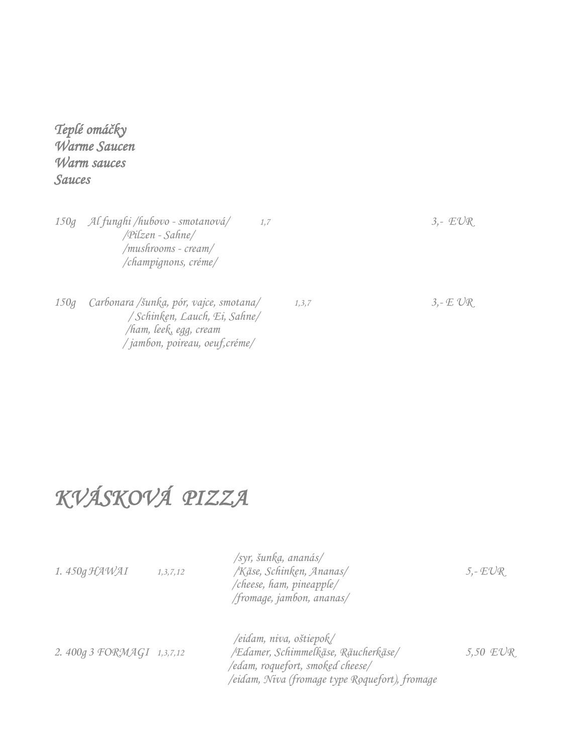## *Teplé omáčky*
## *Warme Saucen*
## *Warm sauces*
## *Sauces*

*150g Al funghi /hubovo - smotanová/ 1,7 3,- EUR*
*/Pilzen - Sahne/*
*/mushrooms - cream/*
*/champignons, créme/*

*150g Carbonara /šunka, pór, vajce, smotana/ 1,3,7 3,- E UR*
*/ Schinken, Lauch, Ei, Sahne/*
*/ham, leek, egg, cream*
*/ jambon, poireau, oeuf,créme/*

# *KVÁSKOVÁ PIZZA*

*1. 450g HAWAI 1,3,7,12*
*/syr, šunka, ananás/*
*/Käse, Schinken, Ananas/*
*/cheese, ham, pineapple/*
*/fromage, jambon, ananas/*
*5,- EUR*

*2. 400g 3 FORMAGI 1,3,7,12*
*/eidam, niva, oštiepok/*
*/Edamer, Schimmelkäse, Räucherkäse/*
*/edam, roquefort, smoked cheese/*
*/eidam, Niva (fromage type Roquefort), fromage*
*5,50 EUR*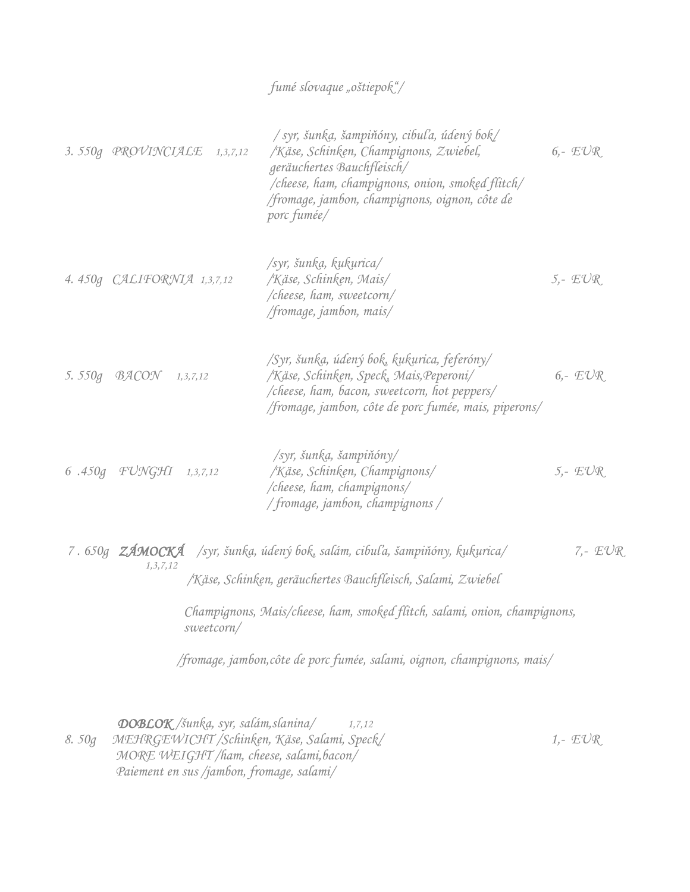*fumé slovaque „oštiepok"/*

| | | | |
|---|---|---|---|
| *3. 550g PROVINCIALE* | *1,3,7,12* | */ syr, šunka, šampiňóny, cibuľa, údený bok/ /Käse, Schinken, Champignons, Zwiebel, geräuchertes Bauchfleisch/ /cheese, ham, champignons, onion, smoked flitch/ /fromage, jambon, champignons, oignon, côte de porc fumée/* | *6,- EUR* |
| *4. 450g CALIFORNIA* | *1,3,7,12* | */syr, šunka, kukurica/ /Käse, Schinken, Mais/ /cheese, ham, sweetcorn/ /fromage, jambon, mais/* | *5,- EUR* |
| *5. 550g BACON* | *1,3,7,12* | */Syr, šunka, údený bok, kukurica, feferóny/ /Käse, Schinken, Speck, Mais,Peperoni/ /cheese, ham, bacon, sweetcorn, hot peppers/ /fromage, jambon, côte de porc fumée, mais, piperons/* | *6,- EUR* |
| *6 .450g FUNGHI* | *1,3,7,12* | */syr, šunka, šampiňóny/ /Käse, Schinken, Champignons/ /cheese, ham, champignons/ / fromage, jambon, champignons /* | *5,- EUR* |
| *7 . 650g **ZÁMOCKÁ*** | *1,3,7,12* | */syr, šunka, údený bok, salám, cibuľa, šampiňóny, kukurica/ /Käse, Schinken, geräuchertes Bauchfleisch, Salami, Zwiebel Champignons, Mais/cheese, ham, smoked flitch, salami, onion, champignons, sweetcorn/ /fromage, jambon,côte de porc fumée, salami, oignon, champignons, mais/* | *7,- EUR* |
| *8. 50g* | *1,7,12* | ***DOBLOK** /šunka, syr, salám,slanina/ MEHRGEWICHT /Schinken, Käse, Salami, Speck/ MORE WEIGHT /ham, cheese, salami,bacon/ Paiement en sus /jambon, fromage, salami/* | *1,- EUR* |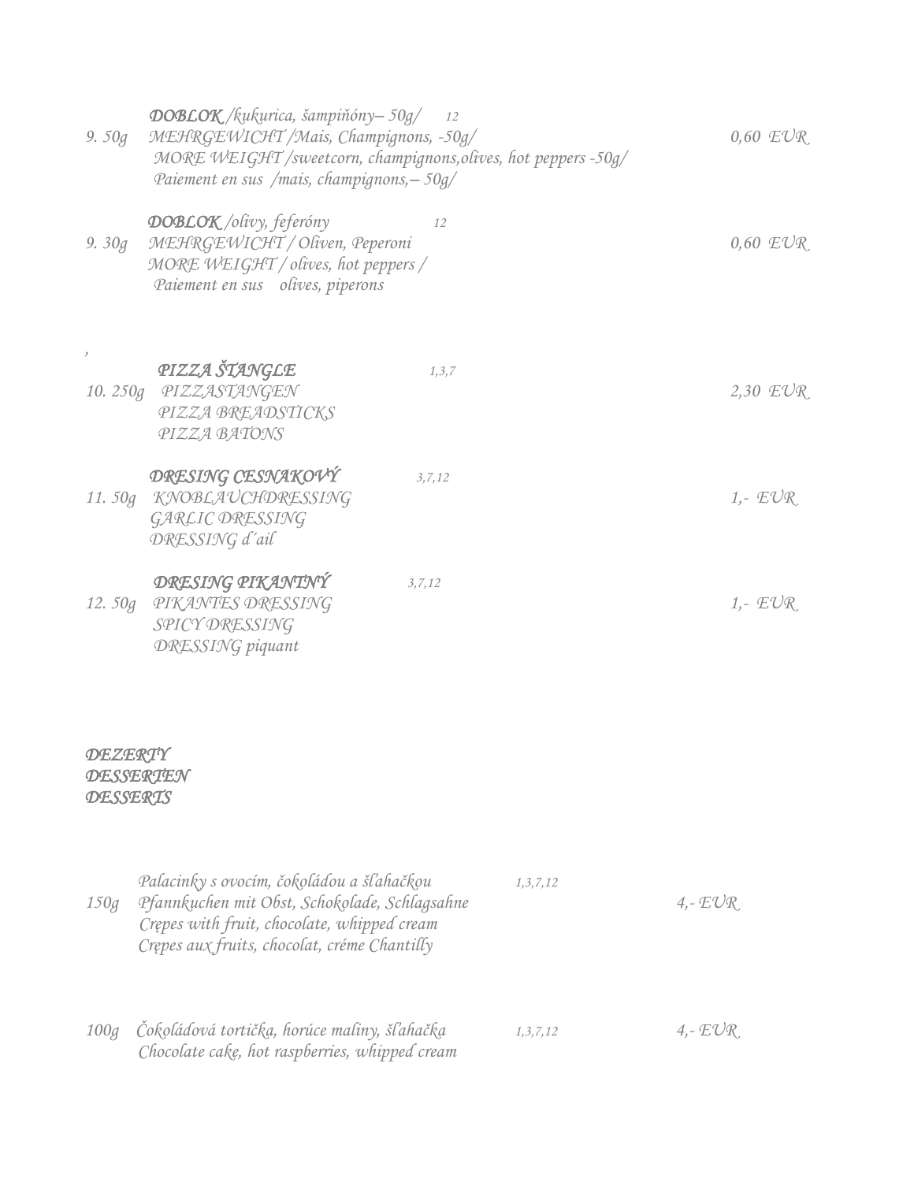| | | | |
|---|---|---|---|
| 9. 50g | **DOBLOK** /kukurica, šampiňóny– 50g/ 12<br>MEHRGEWICHT /Mais, Champignons, -50g/<br>MORE WEIGHT /sweetcorn, champignons,olives, hot peppers -50g/<br>Paiement en sus /mais, champignons,– 50g/ | | 0,60 EUR |
| 9. 30g | **DOBLOK** /olivy, feferóny 12<br>MEHRGEWICHT / Oliven, Peperoni<br>MORE WEIGHT / olives, hot peppers /<br>Paiement en sus olives, piperons | | 0,60 EUR |

,

| | | | |
|---|---|---|---|
| 10. 250g | **PIZZA ŠTANGLE**<br>PIZZASTANGEN<br>PIZZA BREADSTICKS<br>PIZZA BATONS | 1,3,7 | 2,30 EUR |
| 11. 50g | **DRESING CESNAKOVÝ**<br>KNOBLAUCHDRESSING<br>GARLIC DRESSING<br>DRESSING d´ail | 3,7,12 | 1,- EUR |
| 12. 50g | **DRESING PIKANTNÝ**<br>PIKANTES DRESSING<br>SPICY DRESSING<br>DRESSING piquant | 3,7,12 | 1,- EUR |

## DEZERTY
## DESSERTEN
## DESSERTS

| | | | |
|---|---|---|---|
| 150g | Palacinky s ovocím, čokoládou a šľahačkou<br>Pfannkuchen mit Obst, Schokolade, Schlagsahne<br>Crepes with fruit, chocolate, whipped cream<br>Crepes aux fruits, chocolat, créme Chantilly | 1,3,7,12 | 4,- EUR |
| 100g | Čokoládová tortička, horúce maliny, šľahačka<br>Chocolate cake, hot raspberries, whipped cream | 1,3,7,12 | 4,- EUR |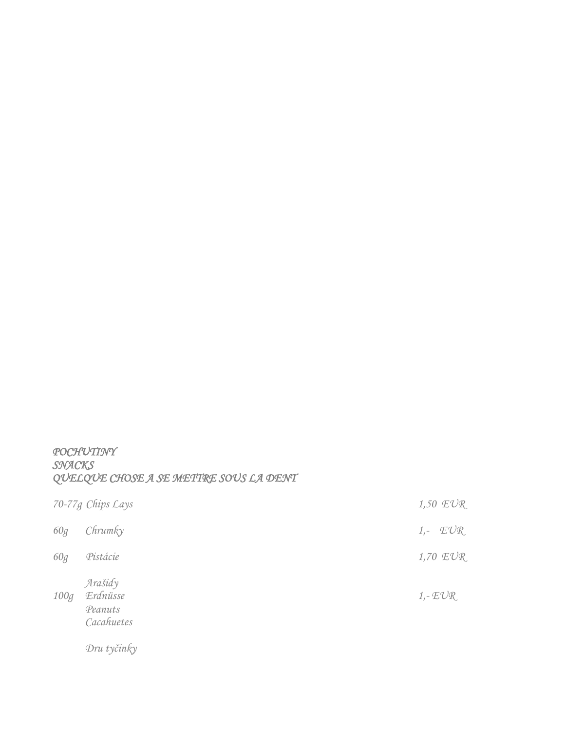## POCHUTINY
## SNACKS
## QUELQUE CHOSE A SE METTRE SOUS LA DENT

| | | |
|---|---|---|
| 70-77g | Chips Lays | 1,50 EUR |
| 60g | Chrumky | 1,- EUR |
| 60g | Pistácie | 1,70 EUR |
| 100g | Arašidy<br>Erdnüsse<br>Peanuts<br>Cacahuetes | 1,- EUR |
| | Dru tyčinky | |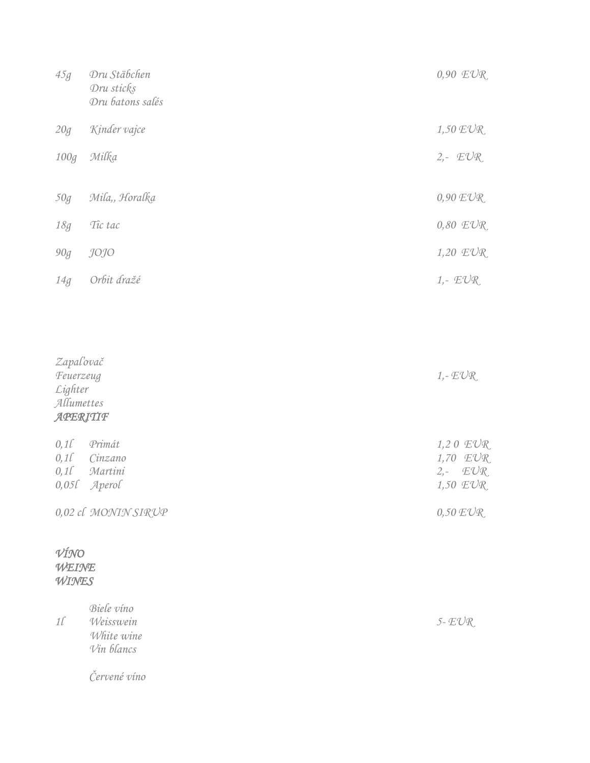| | | |
|---|---|---|
| 45g | Dru Stäbchen<br>Dru sticks<br>Dru batons salés | 0,90 EUR |
| 20g | Kinder vajce | 1,50 EUR |
| 100g | Milka | 2,- EUR |
| 50g | Mila,, Horalka | 0,90 EUR |
| 18g | Tic tac | 0,80 EUR |
| 90g | JOJO | 1,20 EUR |
| 14g | Orbit dražé | 1,- EUR |

Zapaľovač
Feuerzeug
Lighter
Allumettes — 1,- EUR

## APERITIF

| | | |
|---|---|---|
| 0,1l | Primát | 1,2 0 EUR |
| 0,1l | Cinzano | 1,70 EUR |
| 0,1l | Martini | 2,- EUR |
| 0,05l | Aperol | 1,50 EUR |
| 0,02 cl | MONIN SIRUP | 0,50 EUR |

## VÍNO
## WEINE
## WINES

| | | |
|---|---|---|
| 1l | Biele víno<br>Weisswein<br>White wine<br>Vin blancs | 5- EUR |

Červené víno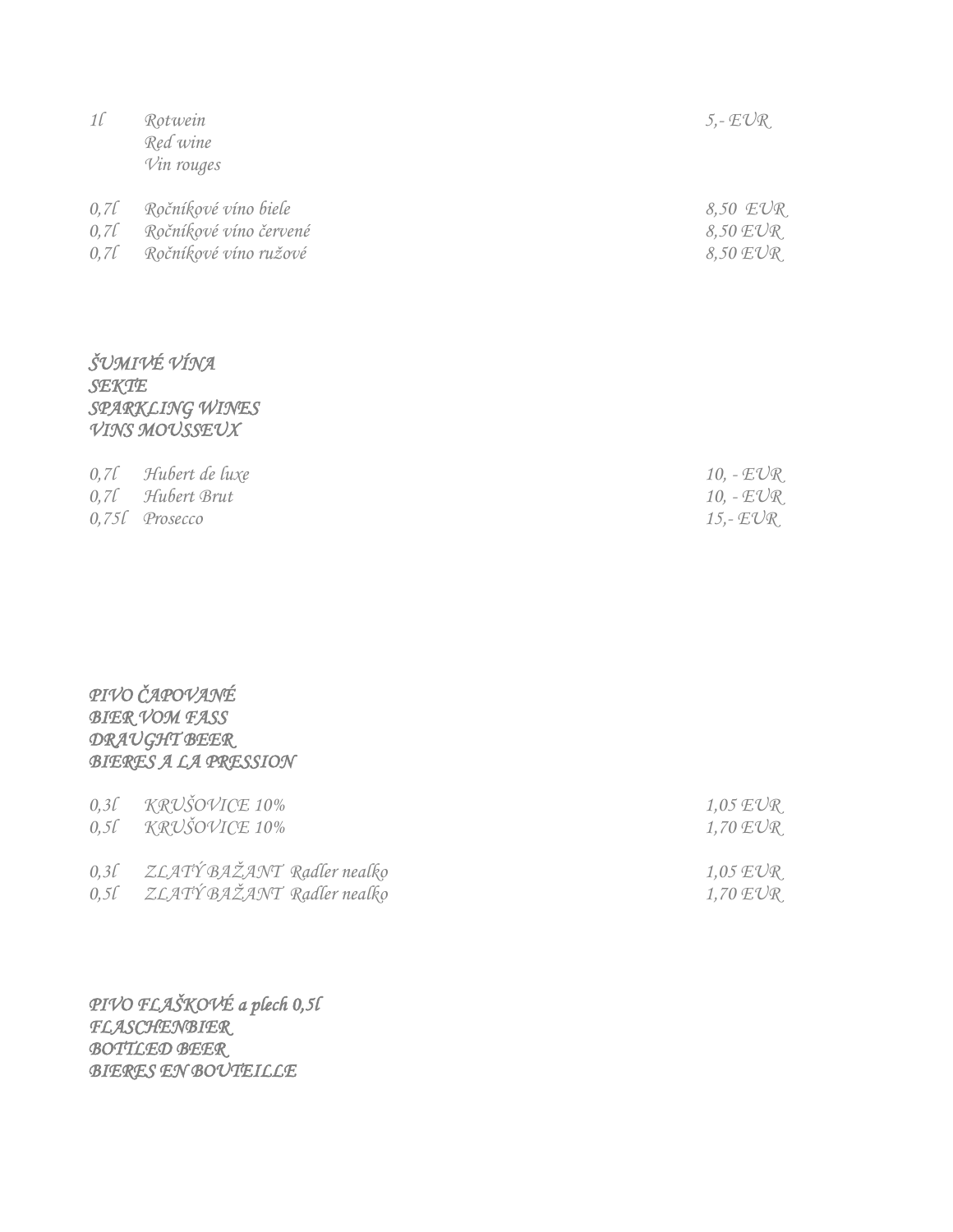| | | |
|---|---|---|
| 1l | Rotwein<br>Red wine<br>Vin rouges | 5,- EUR |
| 0,7l | Ročníkové víno biele | 8,50 EUR |
| 0,7l | Ročníkové víno červené | 8,50 EUR |
| 0,7l | Ročníkové víno ružové | 8,50 EUR |

## ŠUMIVÉ VÍNA
## SEKTE
## SPARKLING WINES
## VINS MOUSSEUX

| | | |
|---|---|---|
| 0,7l | Hubert de luxe | 10, - EUR |
| 0,7l | Hubert Brut | 10, - EUR |
| 0,75l | Prosecco | 15,- EUR |

## PIVO ČAPOVANÉ
## BIER VOM FASS
## DRAUGHT BEER
## BIERES A LA PRESSION

| | | |
|---|---|---|
| 0,3l | KRUŠOVICE 10% | 1,05 EUR |
| 0,5l | KRUŠOVICE 10% | 1,70 EUR |
| 0,3l | ZLATÝ BAŽANT Radler nealko | 1,05 EUR |
| 0,5l | ZLATÝ BAŽANT Radler nealko | 1,70 EUR |

## PIVO FLAŠKOVÉ a plech 0,5l
## FLASCHENBIER
## BOTTLED BEER
## BIERES EN BOUTEILLE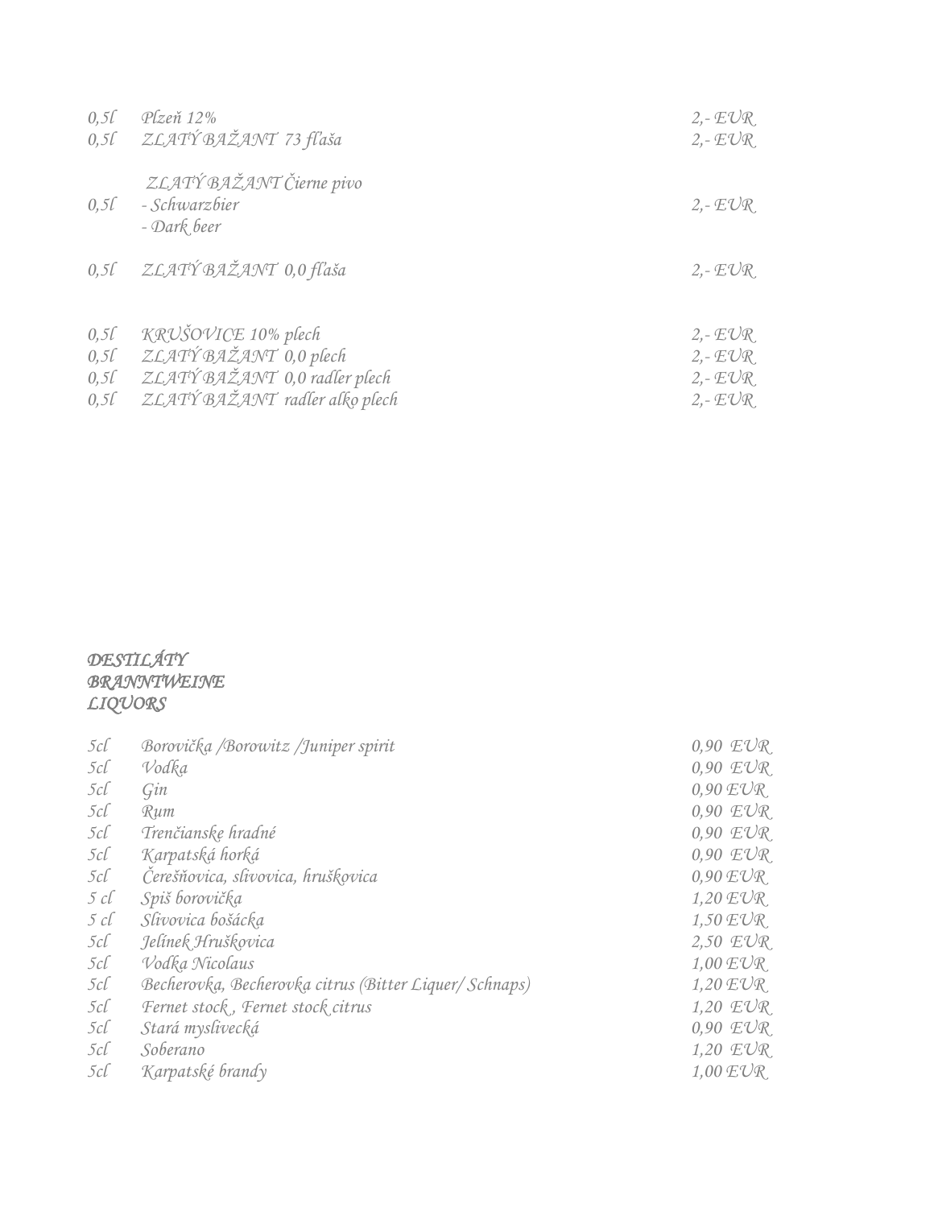| | | |
|---|---|---|
| 0,5l | Plzeň 12% | 2,- EUR |
| 0,5l | ZLATÝ BAŽANT 73 fľaša | 2,- EUR |
| 0,5l | ZLATÝ BAŽANT Čierne pivo<br>- Schwarzbier<br>- Dark beer | 2,- EUR |
| 0,5l | ZLATÝ BAŽANT 0,0 fľaša | 2,- EUR |
| 0,5l | KRUŠOVICE 10% plech | 2,- EUR |
| 0,5l | ZLATÝ BAŽANT 0,0 plech | 2,- EUR |
| 0,5l | ZLATÝ BAŽANT 0,0 radler plech | 2,- EUR |
| 0,5l | ZLATÝ BAŽANT radler alko plech | 2,- EUR |

## DESTILÁTY
## BRANNTWEINE
## LIQUORS

| | | |
|---|---|---|
| 5cl | Borovička /Borowitz /Juniper spirit | 0,90 EUR |
| 5cl | Vodka | 0,90 EUR |
| 5cl | Gin | 0,90 EUR |
| 5cl | Rum | 0,90 EUR |
| 5cl | Trenčianske hradné | 0,90 EUR |
| 5cl | Karpatská horká | 0,90 EUR |
| 5cl | Čerešňovica, slivovica, hruškovica | 0,90 EUR |
| 5 cl | Spiš borovička | 1,20 EUR |
| 5 cl | Slivovica bošácka | 1,50 EUR |
| 5cl | Jelínek Hruškovica | 2,50 EUR |
| 5cl | Vodka Nicolaus | 1,00 EUR |
| 5cl | Becherovka, Becherovka citrus (Bitter Liquer/ Schnaps) | 1,20 EUR |
| 5cl | Fernet stock , Fernet stock citrus | 1,20 EUR |
| 5cl | Stará myslivecká | 0,90 EUR |
| 5cl | Soberano | 1,20 EUR |
| 5cl | Karpatské brandy | 1,00 EUR |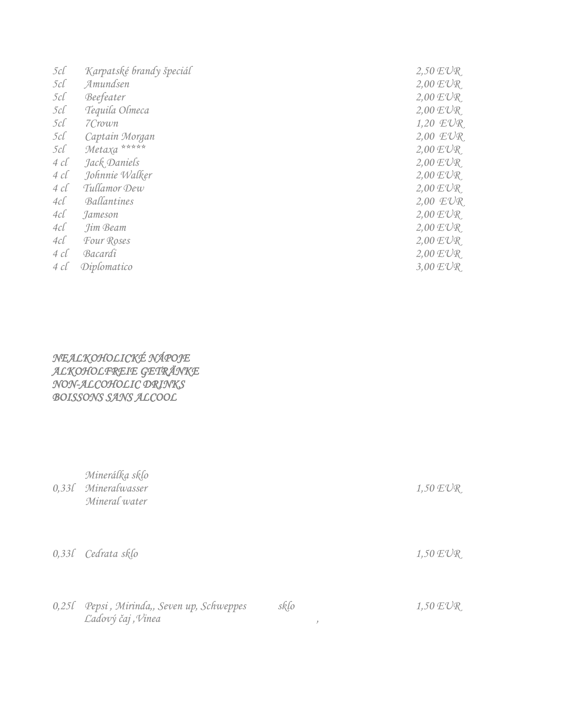| | | |
|---|---|---|
| 5cl | Karpatské brandy špeciál | 2,50 EUR |
| 5cl | Amundsen | 2,00 EUR |
| 5cl | Beefeater | 2,00 EUR |
| 5cl | Tequila Olmeca | 2,00 EUR |
| 5cl | 7Crown | 1,20 EUR |
| 5cl | Captain Morgan | 2,00 EUR |
| 5cl | Metaxa ***** | 2,00 EUR |
| 4 cl | Jack Daniels | 2,00 EUR |
| 4 cl | Johnnie Walker | 2,00 EUR |
| 4 cl | Tullamor Dew | 2,00 EUR |
| 4cl | Ballantines | 2,00 EUR |
| 4cl | Jameson | 2,00 EUR |
| 4cl | Jim Beam | 2,00 EUR |
| 4cl | Four Roses | 2,00 EUR |
| 4 cl | Bacardi | 2,00 EUR |
| 4 cl | Diplomatico | 3,00 EUR |

## NEALKOHOLICKÉ NÁPOJE
## ALKOHOLFREIE GETRÄNKE
## NON-ALCOHOLIC DRINKS
## BOISSONS SANS ALCOOL

| | | |
|---|---|---|
| 0,33l | Minerálka sklo<br>Mineralwasser<br>Mineral water | 1,50 EUR |
| 0,33l | Cedrata sklo | 1,50 EUR |
| 0,25l | Pepsi , Mirinda,, Seven up, Schweppes sklo<br>Ľadový čaj ,Vinea , | 1,50 EUR |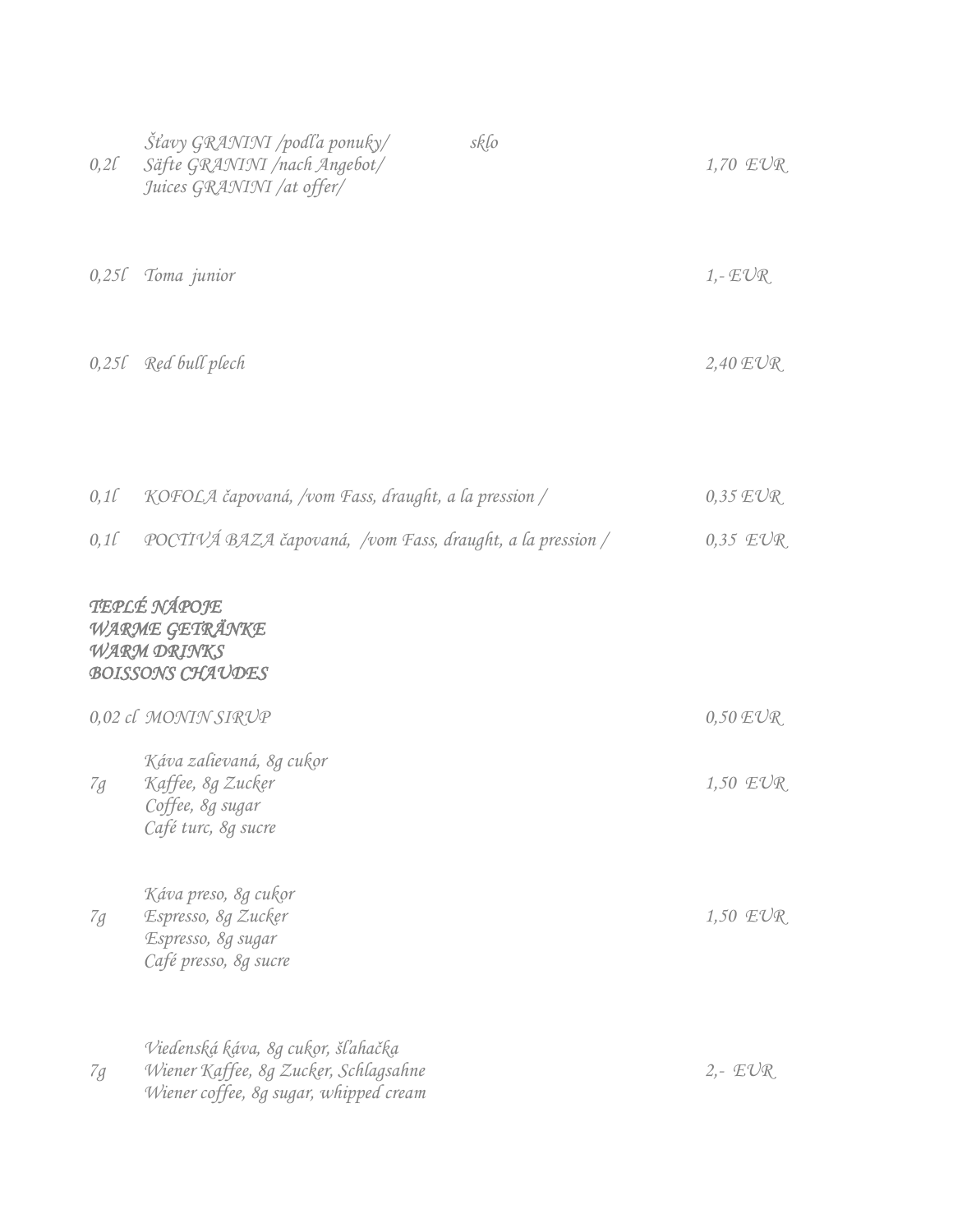| | | |
|---|---|---|
| 0,2l | Šťavy GRANINI /podľa ponuky/ sklo<br>Säfte GRANINI /nach Angebot/<br>Juices GRANINI /at offer/ | 1,70 EUR |
| 0,25l | Toma junior | 1,- EUR |
| 0,25l | Red bull plech | 2,40 EUR |
| 0,1l | KOFOLA čapovaná, /vom Fass, draught, a la pression / | 0,35 EUR |
| 0,1l | POCTIVÁ BAZA čapovaná, /vom Fass, draught, a la pression / | 0,35 EUR |

## TEPLÉ NÁPOJE
## WARME GETRÄNKE
## WARM DRINKS
## BOISSONS CHAUDES

| | | |
|---|---|---|
| 0,02 cl | MONIN SIRUP | 0,50 EUR |
| 7g | Káva zalievaná, 8g cukor<br>Kaffee, 8g Zucker<br>Coffee, 8g sugar<br>Café turc, 8g sucre | 1,50 EUR |
| 7g | Káva preso, 8g cukor<br>Espresso, 8g Zucker<br>Espresso, 8g sugar<br>Café presso, 8g sucre | 1,50 EUR |
| 7g | Viedenská káva, 8g cukor, šľahačka<br>Wiener Kaffee, 8g Zucker, Schlagsahne<br>Wiener coffee, 8g sugar, whipped cream | 2,- EUR |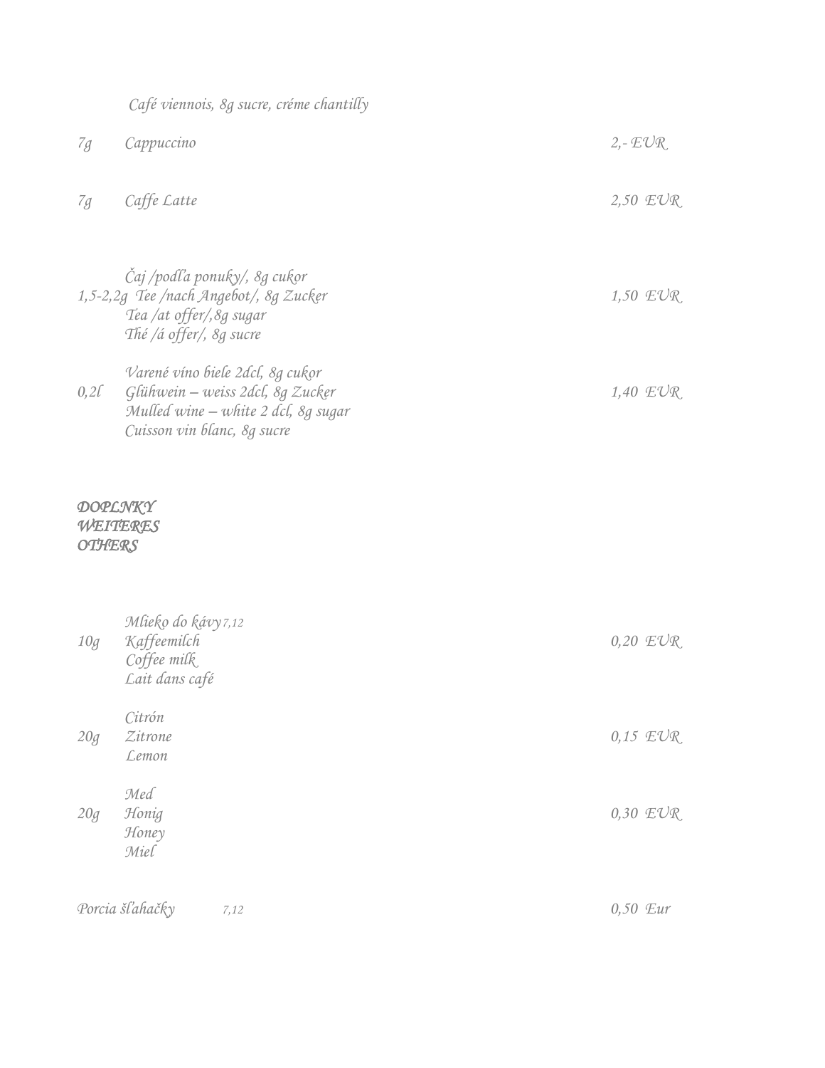*Café viennois, 8g sucre, créme chantilly*

| | | |
|---|---|---|
| *7g* | *Cappuccino* | *2,- EUR* |
| *7g* | *Caffe Latte* | *2,50 EUR* |
| *1,5-2,2g* | *Čaj /podľa ponuky/, 8g cukor*<br>*Tee /nach Angebot/, 8g Zucker*<br>*Tea /at offer/,8g sugar*<br>*Thé /á offer/, 8g sucre* | *1,50 EUR* |
| *0,2l* | *Varené víno biele 2dcl, 8g cukor*<br>*Glühwein – weiss 2dcl, 8g Zucker*<br>*Mulled wine – white 2 dcl, 8g sugar*<br>*Cuisson vin blanc, 8g sucre* | *1,40 EUR* |

***DOPLNKY***
***WEITERES***
***OTHERS***

| | | |
|---|---|---|
| *10g* | *Mlieko do kávy 7,12*<br>*Kaffeemilch*<br>*Coffee milk*<br>*Lait dans café* | *0,20 EUR* |
| *20g* | *Citrón*<br>*Zitrone*<br>*Lemon* | *0,15 EUR* |
| *20g* | *Med*<br>*Honig*<br>*Honey*<br>*Miel* | *0,30 EUR* |

*Porcia šľahačky* *7,12* *0,50 Eur*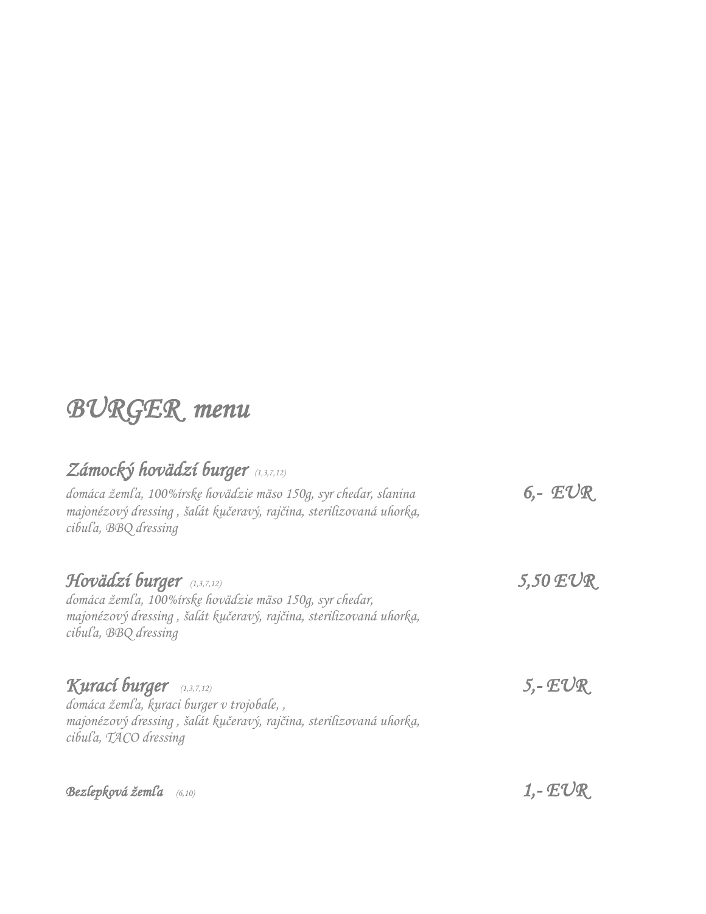# *BURGER menu*

## *Zámocký hovädzí burger* *(1,3,7,12)*

*domáca žemľa, 100%írske hovädzie mäso 150g, syr chedar, slanina majonézový dressing , šalát kučeravý, rajčina, sterilizovaná uhorka, cibuľa, BBQ dressing*

***6,- EUR***

## *Hovädzí burger* *(1,3,7,12)*

***5,50 EUR***

*domáca žemľa, 100%írske hovädzie mäso 150g, syr chedar, majonézový dressing , šalát kučeravý, rajčina, sterilizovaná uhorka, cibuľa, BBQ dressing*

## *Kurací burger* *(1,3,7,12)*

***5,- EUR***

*domáca žemľa, kuraci burger v trojobale, , majonézový dressing , šalát kučeravý, rajčina, sterilizovaná uhorka, cibuľa, TACO dressing*

***Bezlepková žemľa*** *(6,10)* ***1,- EUR***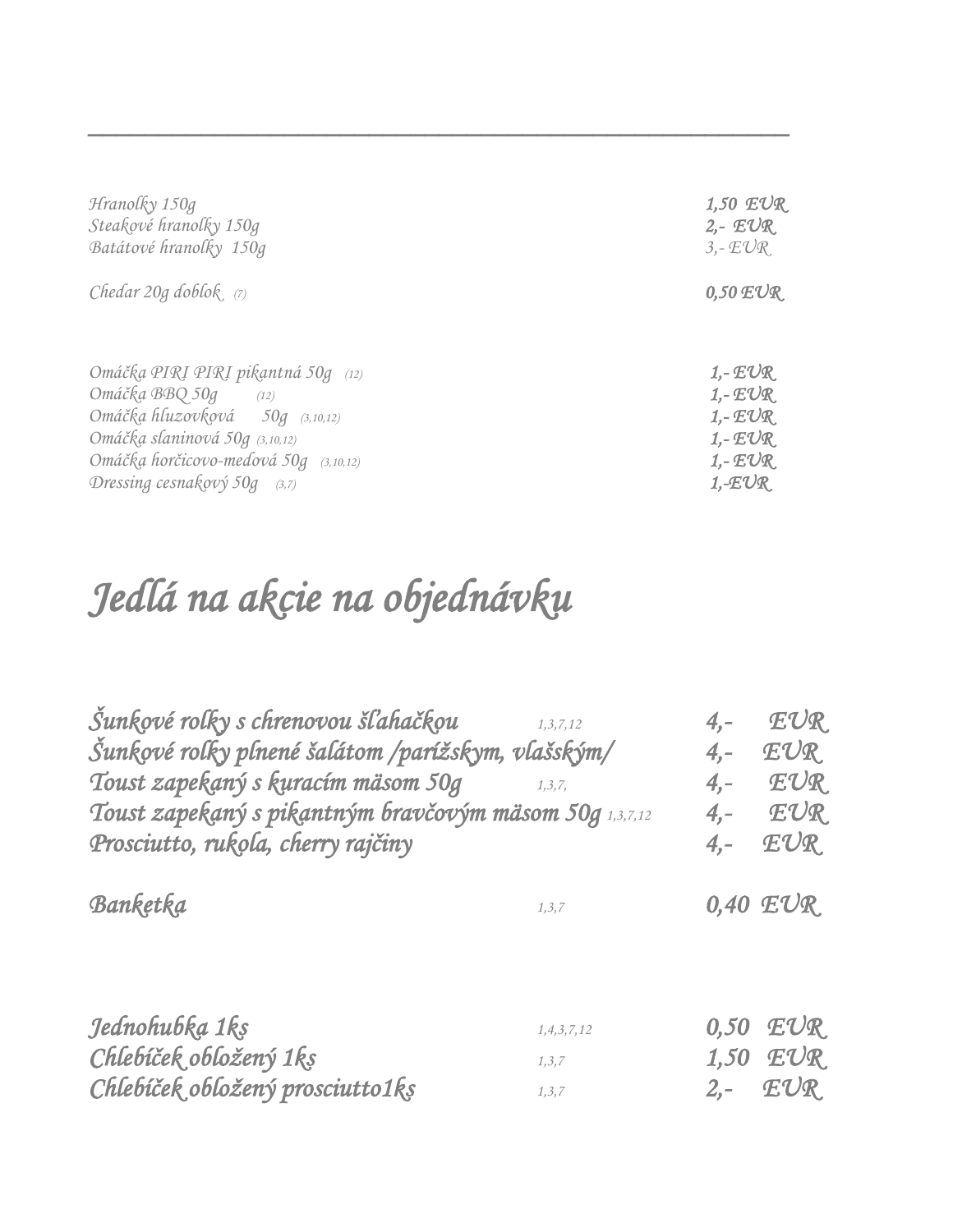---

| | |
|---|---|
| *Hranolky 150g* | *1,50 EUR* |
| *Steakové hranolky 150g* | *2,- EUR* |
| *Batátové hranolky 150g* | *3,- EUR* |
| | |
| *Chedar 20g doblok (7)* | *0,50 EUR* |

| | |
|---|---|
| *Omáčka PIRI PIRI pikantná 50g (12)* | *1,- EUR* |
| *Omáčka BBQ 50g (12)* | *1,- EUR* |
| *Omáčka hluzovková 50g (3,10,12)* | *1,- EUR* |
| *Omáčka slaninová 50g (3,10,12)* | *1,- EUR* |
| *Omáčka horčicovo-medová 50g (3,10,12)* | *1,- EUR* |
| *Dressing cesnakový 50g (3,7)* | *1,-EUR* |

# *Jedlá na akcie na objednávku*

| | | |
|---|---|---|
| *Šunkové rolky s chrenovou šľahačkou* | *1,3,7,12* | *4,- EUR* |
| *Šunkové rolky plnené šalátom /parížskym, vlašským/* | | *4,- EUR* |
| *Toust zapekaný s kuracím mäsom 50g* | *1,3,7,* | *4,- EUR* |
| *Toust zapekaný s pikantným bravčovým mäsom 50g* | *1,3,7,12* | *4,- EUR* |
| *Prosciutto, rukola, cherry rajčiny* | | *4,- EUR* |
| | | |
| *Banketka* | *1,3,7* | *0,40 EUR* |

| | | |
|---|---|---|
| *Jednohubka 1ks* | *1,4,3,7,12* | *0,50 EUR* |
| *Chlebíček obložený 1ks* | *1,3,7* | *1,50 EUR* |
| *Chlebíček obložený prosciutto1ks* | *1,3,7* | *2,- EUR* |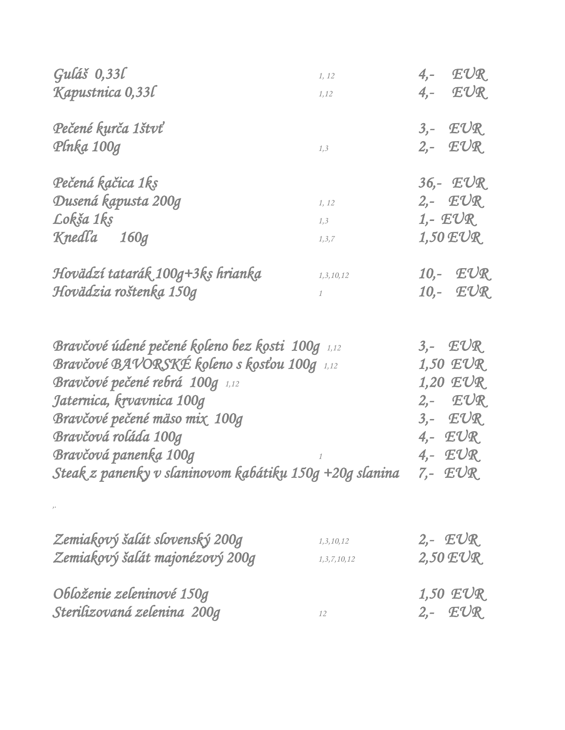| Položka | Alergény | Cena |
|---|---|---|
| Guláš 0,33l | 1, 12 | 4,- EUR |
| Kapustnica 0,33l | 1,12 | 4,- EUR |
| | | |
| Pečené kurča 1štvť | | 3,- EUR |
| Plnka 100g | 1,3 | 2,- EUR |
| | | |
| Pečená kačica 1ks | | 36,- EUR |
| Dusená kapusta 200g | 1, 12 | 2,- EUR |
| Lokša 1ks | 1,3 | 1,- EUR |
| Knedľa 160g | 1,3,7 | 1,50 EUR |
| | | |
| Hovädzí tatarák 100g+3ks hrianka | 1,3,10,12 | 10,- EUR |
| Hovädzia roštenka 150g | 1 | 10,- EUR |
| | | |
| Bravčové údené pečené koleno bez kosti 100g | 1,12 | 3,- EUR |
| Bravčové BAVORSKÉ koleno s kosťou 100g | 1,12 | 1,50 EUR |
| Bravčové pečené rebrá 100g | 1,12 | 1,20 EUR |
| Jaternica, krvavnica 100g | | 2,- EUR |
| Bravčové pečené mäso mix 100g | | 3,- EUR |
| Bravčová roláda 100g | | 4,- EUR |
| Bravčová panenka 100g | 1 | 4,- EUR |
| Steak z panenky v slaninovom kabátiku 150g +20g slanina | | 7,- EUR |
| | | |
| Zemiakový šalát slovenský 200g | 1,3,10,12 | 2,- EUR |
| Zemiakový šalát majonézový 200g | 1,3,7,10,12 | 2,50 EUR |
| | | |
| Obloženie zeleninové 150g | | 1,50 EUR |
| Sterilizovaná zelenina 200g | 12 | 2,- EUR |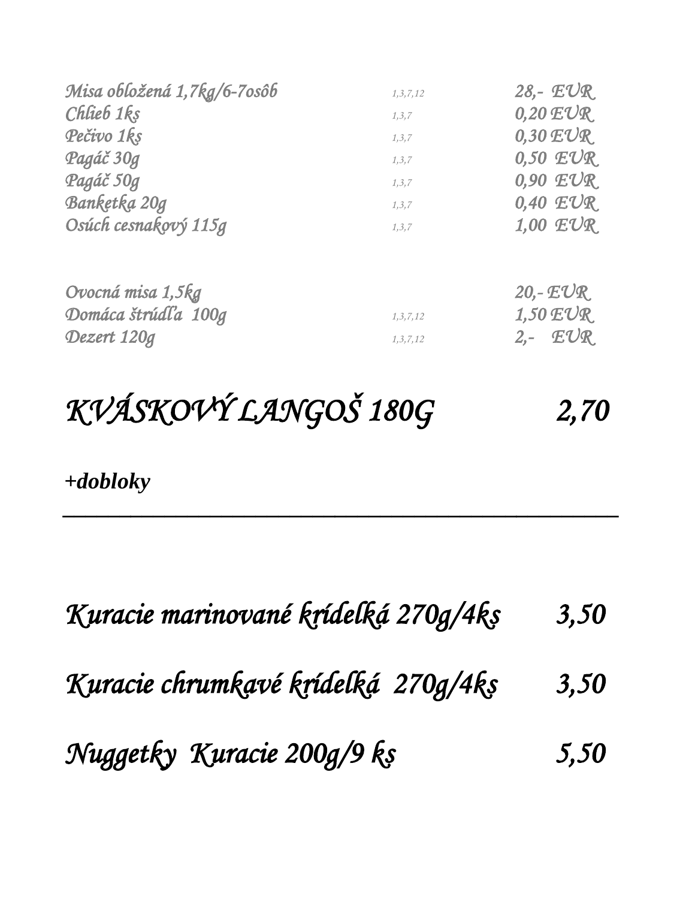| | | |
|---|---|---|
| *Misa obložená 1,7kg/6-7osôb* | 1,3,7,12 | *28,- EUR* |
| *Chlieb 1ks* | 1,3,7 | *0,20 EUR* |
| *Pečivo 1ks* | 1,3,7 | *0,30 EUR* |
| *Pagáč 30g* | 1,3,7 | *0,50 EUR* |
| *Pagáč 50g* | 1,3,7 | *0,90 EUR* |
| *Banketka 20g* | 1,3,7 | *0,40 EUR* |
| *Osúch cesnakový 115g* | 1,3,7 | *1,00 EUR* |

| | | |
|---|---|---|
| *Ovocná misa 1,5kg* | | *20,- EUR* |
| *Domáca štrúdľa 100g* | 1,3,7,12 | *1,50 EUR* |
| *Dezert 120g* | 1,3,7,12 | *2,- EUR* |

# *KVÁSKOVÝ LANGOŠ 180G 2,70*

***+dobloky***

---

## *Kuracie marinované krídelká 270g/4ks 3,50*

## *Kuracie chrumkavé krídelká 270g/4ks 3,50*

## *Nuggetky Kuracie 200g/9 ks 5,50*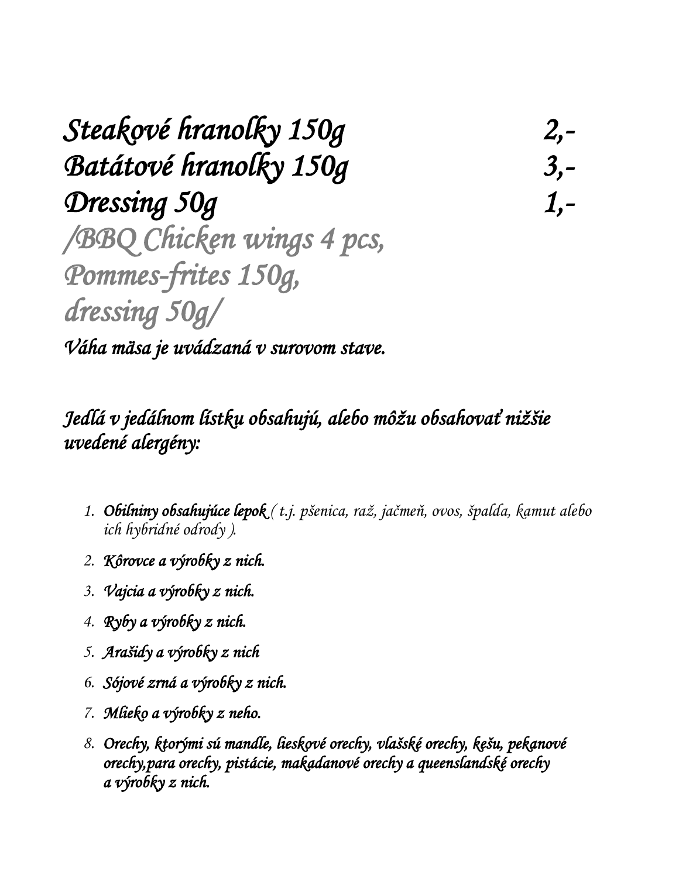*Steakové hranolky 150g 2,-*
*Batátové hranolky 150g 3,-*
*Dressing 50g 1,-*

*/BBQ Chicken wings 4 pcs,*
*Pommes-frites 150g,*
*dressing 50g/*

***Váha mäsa je uvádzaná v surovom stave.***

***Jedlá v jedálnom lístku obsahujú, alebo môžu obsahovať nižšie uvedené alergény:***

1. ***Obilniny obsahujúce lepok*** *( t.j. pšenica, raž, jačmeň, ovos, špalda, kamut alebo ich hybridné odrody ).*
2. ***Kôrovce a výrobky z nich.***
3. ***Vajcia a výrobky z nich.***
4. ***Ryby a výrobky z nich.***
5. ***Arašidy a výrobky z nich***
6. ***Sójové zrná a výrobky z nich.***
7. ***Mlieko a výrobky z neho.***
8. ***Orechy, ktorými sú mandle, lieskové orechy, vlašské orechy, kešu, pekanové orechy,para orechy, pistácie, makadanové orechy a queenslandské orechy a výrobky z nich.***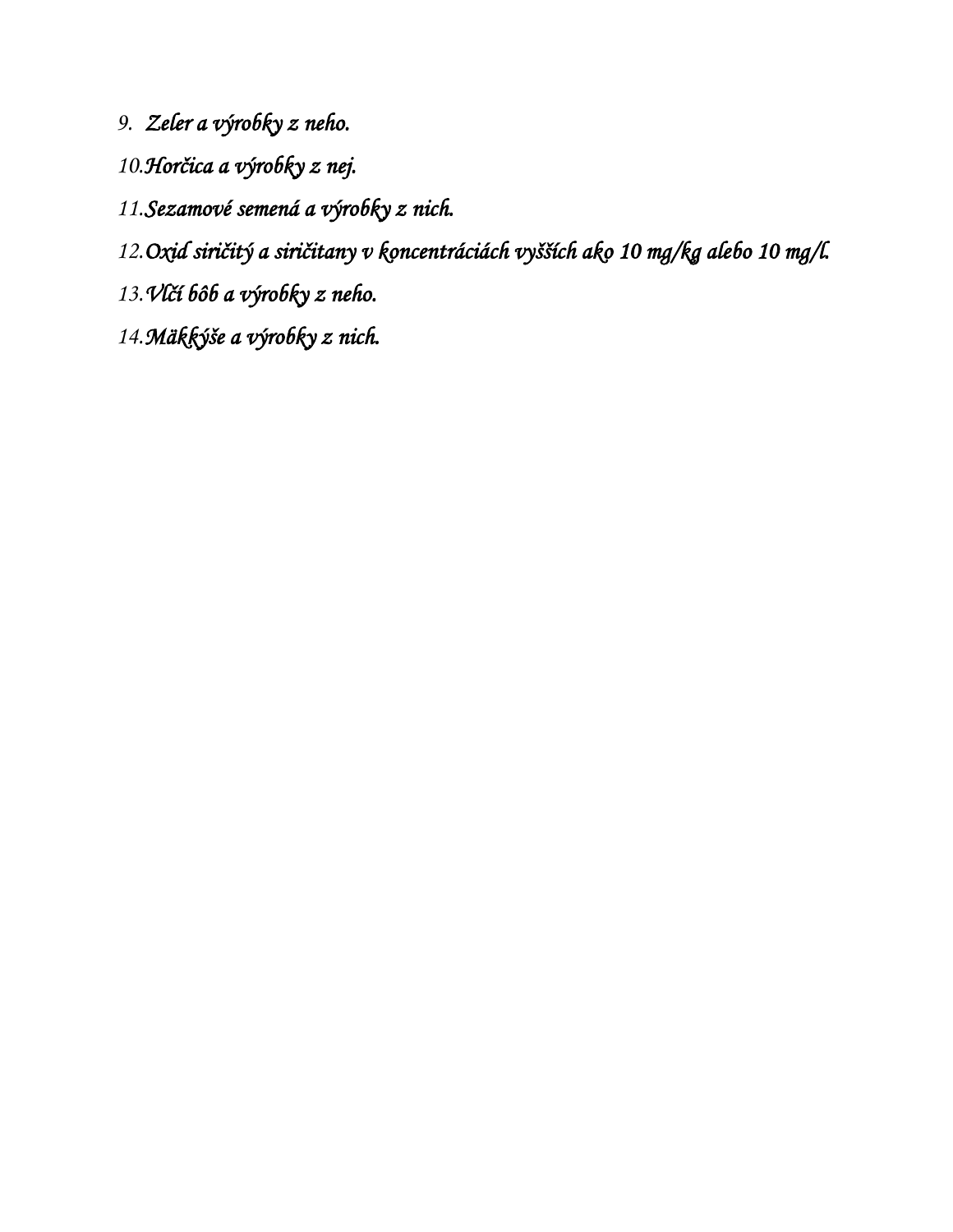9. *Zeler a výrobky z neho.*
10. *Horčica a výrobky z nej.*
11. *Sezamové semená a výrobky z nich.*
12. *Oxid siričitý a siričitany v koncentráciách vyšších ako 10 mg/kg alebo 10 mg/l.*
13. *Vlčí bôb a výrobky z neho.*
14. *Mäkkýše a výrobky z nich.*